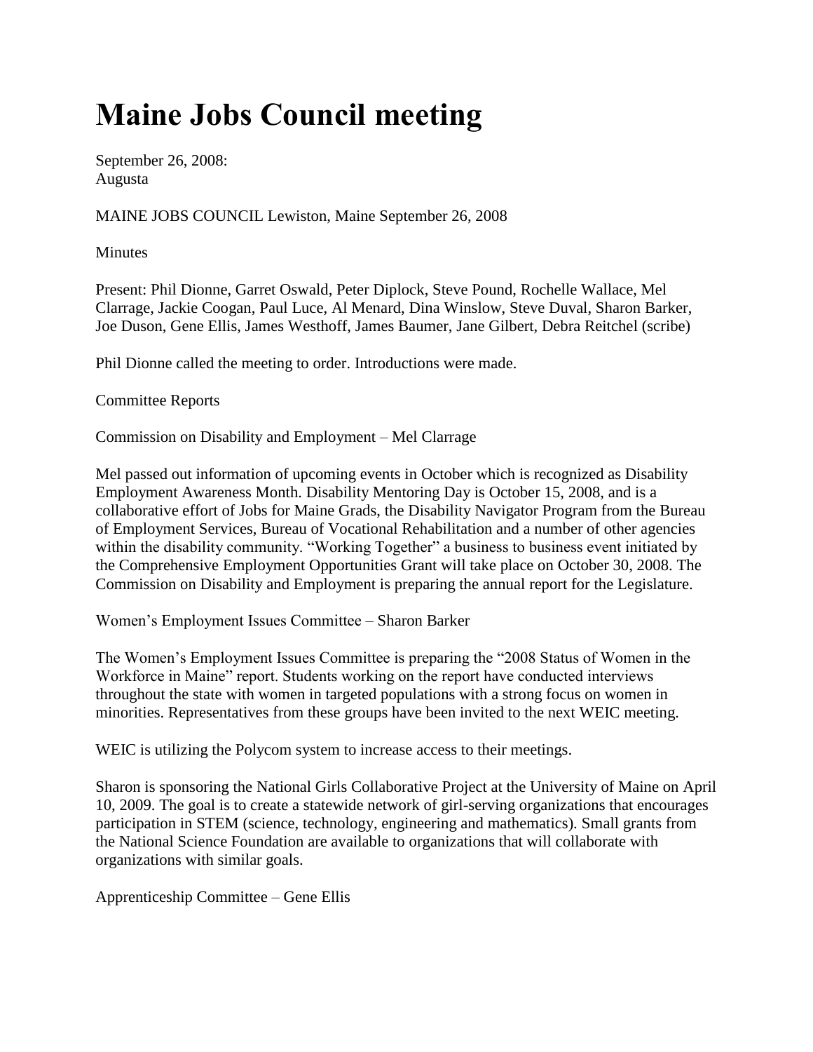# Maine Jobs Council meeting

September 26, 2008:
Augusta

MAINE JOBS COUNCIL Lewiston, Maine September 26, 2008

Minutes

Present: Phil Dionne, Garret Oswald, Peter Diplock, Steve Pound, Rochelle Wallace, Mel Clarrage, Jackie Coogan, Paul Luce, Al Menard, Dina Winslow, Steve Duval, Sharon Barker, Joe Duson, Gene Ellis, James Westhoff, James Baumer, Jane Gilbert, Debra Reitchel (scribe)

Phil Dionne called the meeting to order. Introductions were made.

Committee Reports

Commission on Disability and Employment – Mel Clarrage

Mel passed out information of upcoming events in October which is recognized as Disability Employment Awareness Month. Disability Mentoring Day is October 15, 2008, and is a collaborative effort of Jobs for Maine Grads, the Disability Navigator Program from the Bureau of Employment Services, Bureau of Vocational Rehabilitation and a number of other agencies within the disability community. "Working Together" a business to business event initiated by the Comprehensive Employment Opportunities Grant will take place on October 30, 2008. The Commission on Disability and Employment is preparing the annual report for the Legislature.

Women's Employment Issues Committee – Sharon Barker

The Women's Employment Issues Committee is preparing the "2008 Status of Women in the Workforce in Maine" report. Students working on the report have conducted interviews throughout the state with women in targeted populations with a strong focus on women in minorities. Representatives from these groups have been invited to the next WEIC meeting.

WEIC is utilizing the Polycom system to increase access to their meetings.

Sharon is sponsoring the National Girls Collaborative Project at the University of Maine on April 10, 2009. The goal is to create a statewide network of girl-serving organizations that encourages participation in STEM (science, technology, engineering and mathematics). Small grants from the National Science Foundation are available to organizations that will collaborate with organizations with similar goals.

Apprenticeship Committee – Gene Ellis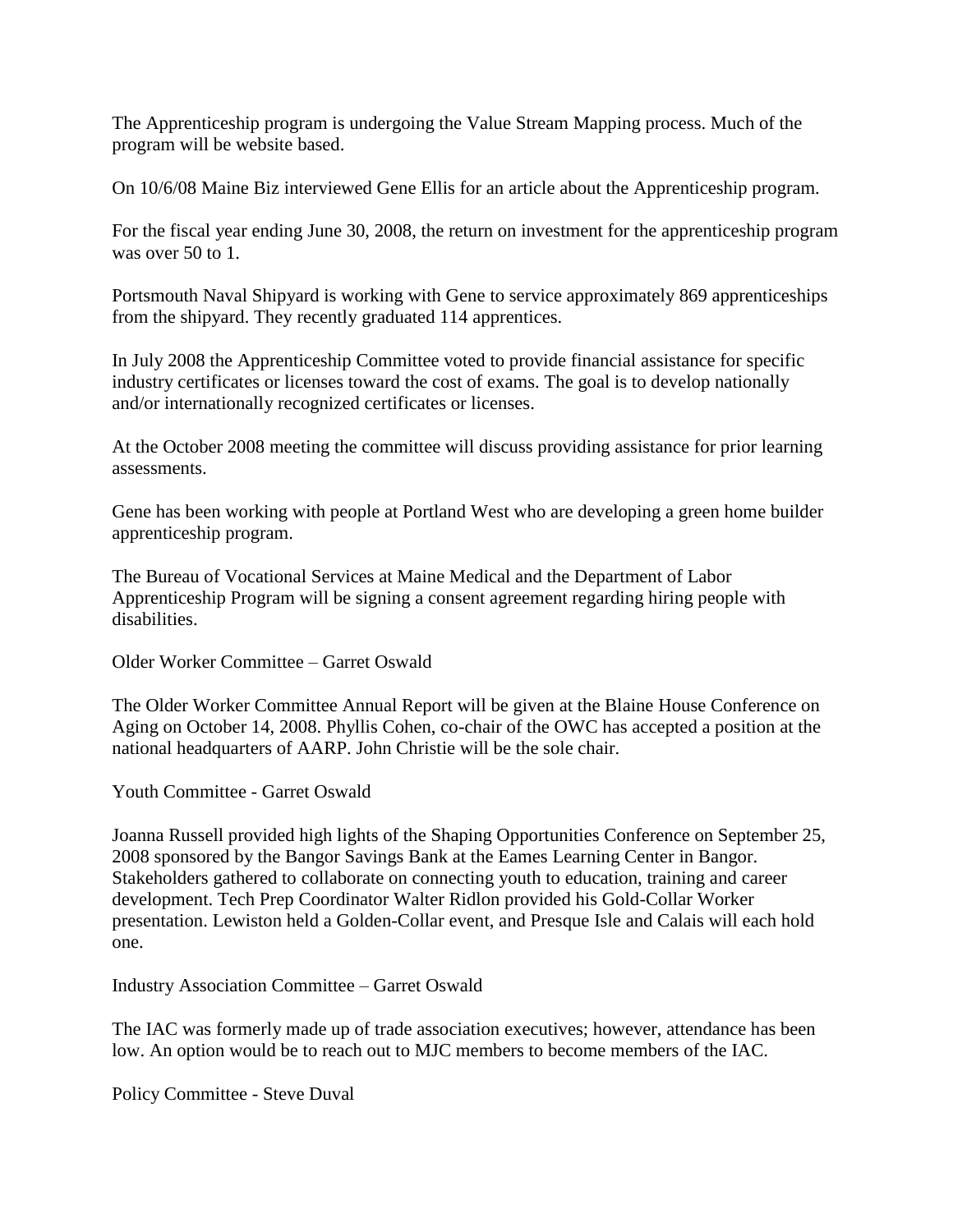The Apprenticeship program is undergoing the Value Stream Mapping process. Much of the program will be website based.

On 10/6/08 Maine Biz interviewed Gene Ellis for an article about the Apprenticeship program.

For the fiscal year ending June 30, 2008, the return on investment for the apprenticeship program was over 50 to 1.

Portsmouth Naval Shipyard is working with Gene to service approximately 869 apprenticeships from the shipyard. They recently graduated 114 apprentices.

In July 2008 the Apprenticeship Committee voted to provide financial assistance for specific industry certificates or licenses toward the cost of exams. The goal is to develop nationally and/or internationally recognized certificates or licenses.

At the October 2008 meeting the committee will discuss providing assistance for prior learning assessments.

Gene has been working with people at Portland West who are developing a green home builder apprenticeship program.

The Bureau of Vocational Services at Maine Medical and the Department of Labor Apprenticeship Program will be signing a consent agreement regarding hiring people with disabilities.

Older Worker Committee – Garret Oswald

The Older Worker Committee Annual Report will be given at the Blaine House Conference on Aging on October 14, 2008. Phyllis Cohen, co-chair of the OWC has accepted a position at the national headquarters of AARP. John Christie will be the sole chair.

Youth Committee - Garret Oswald

Joanna Russell provided high lights of the Shaping Opportunities Conference on September 25, 2008 sponsored by the Bangor Savings Bank at the Eames Learning Center in Bangor. Stakeholders gathered to collaborate on connecting youth to education, training and career development. Tech Prep Coordinator Walter Ridlon provided his Gold-Collar Worker presentation. Lewiston held a Golden-Collar event, and Presque Isle and Calais will each hold one.

Industry Association Committee – Garret Oswald

The IAC was formerly made up of trade association executives; however, attendance has been low. An option would be to reach out to MJC members to become members of the IAC.

Policy Committee - Steve Duval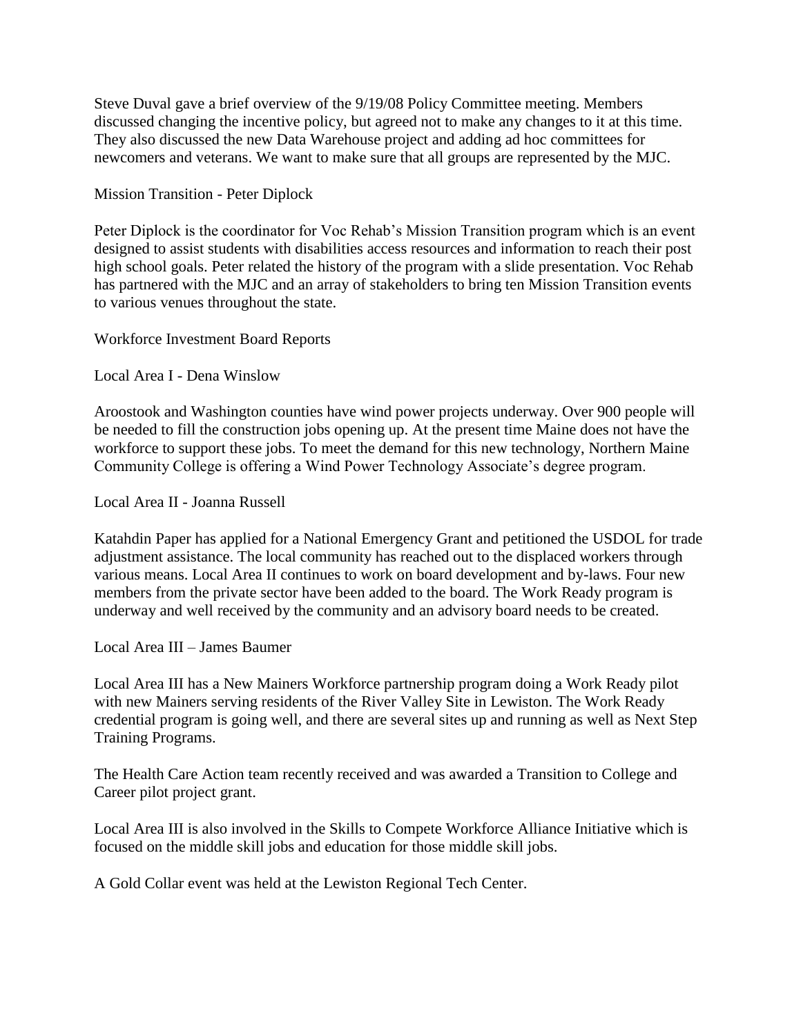Steve Duval gave a brief overview of the 9/19/08 Policy Committee meeting. Members discussed changing the incentive policy, but agreed not to make any changes to it at this time. They also discussed the new Data Warehouse project and adding ad hoc committees for newcomers and veterans. We want to make sure that all groups are represented by the MJC.

Mission Transition - Peter Diplock

Peter Diplock is the coordinator for Voc Rehab's Mission Transition program which is an event designed to assist students with disabilities access resources and information to reach their post high school goals. Peter related the history of the program with a slide presentation. Voc Rehab has partnered with the MJC and an array of stakeholders to bring ten Mission Transition events to various venues throughout the state.

Workforce Investment Board Reports

Local Area I - Dena Winslow

Aroostook and Washington counties have wind power projects underway. Over 900 people will be needed to fill the construction jobs opening up. At the present time Maine does not have the workforce to support these jobs. To meet the demand for this new technology, Northern Maine Community College is offering a Wind Power Technology Associate's degree program.

Local Area II - Joanna Russell

Katahdin Paper has applied for a National Emergency Grant and petitioned the USDOL for trade adjustment assistance. The local community has reached out to the displaced workers through various means. Local Area II continues to work on board development and by-laws. Four new members from the private sector have been added to the board. The Work Ready program is underway and well received by the community and an advisory board needs to be created.

Local Area III – James Baumer

Local Area III has a New Mainers Workforce partnership program doing a Work Ready pilot with new Mainers serving residents of the River Valley Site in Lewiston. The Work Ready credential program is going well, and there are several sites up and running as well as Next Step Training Programs.

The Health Care Action team recently received and was awarded a Transition to College and Career pilot project grant.

Local Area III is also involved in the Skills to Compete Workforce Alliance Initiative which is focused on the middle skill jobs and education for those middle skill jobs.

A Gold Collar event was held at the Lewiston Regional Tech Center.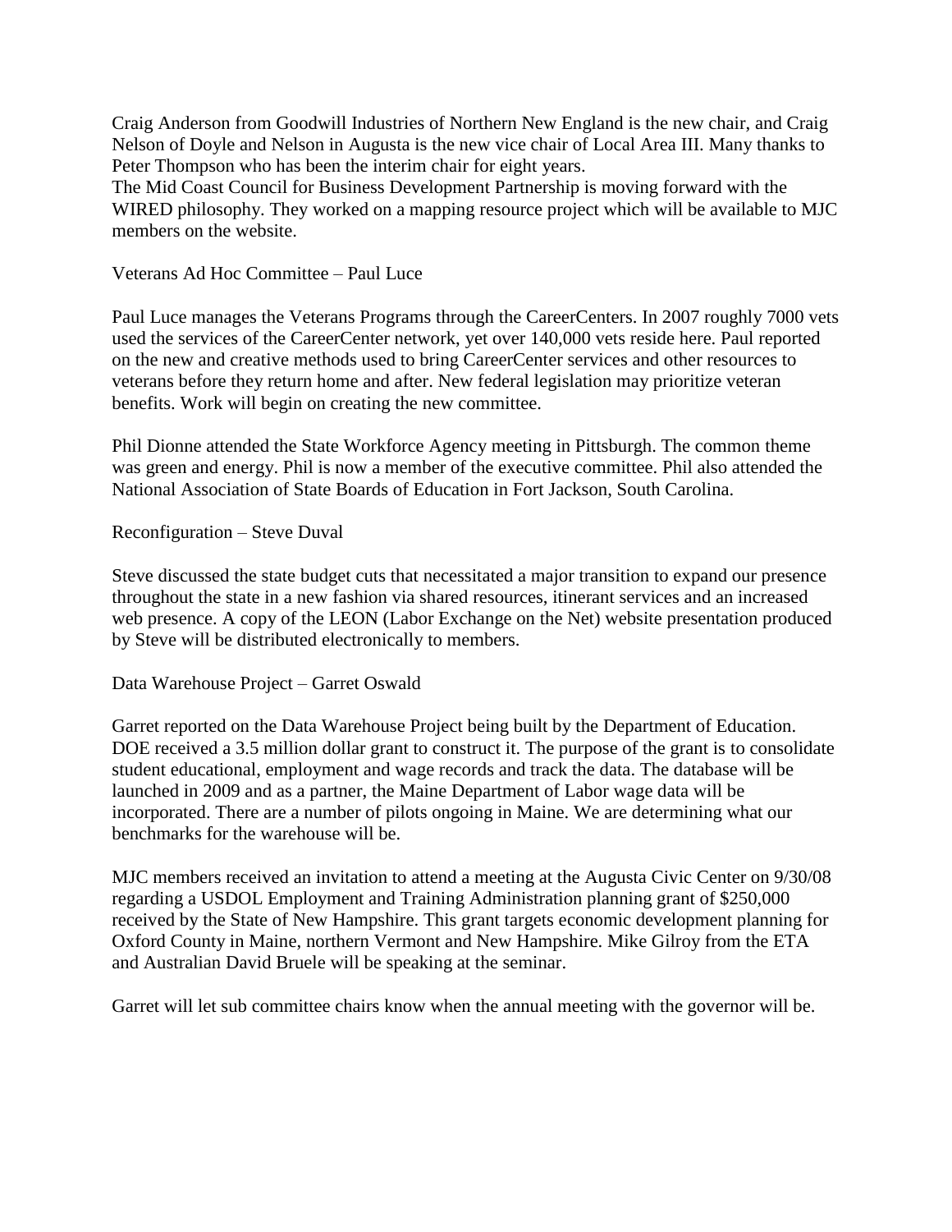Craig Anderson from Goodwill Industries of Northern New England is the new chair, and Craig Nelson of Doyle and Nelson in Augusta is the new vice chair of Local Area III. Many thanks to Peter Thompson who has been the interim chair for eight years.
The Mid Coast Council for Business Development Partnership is moving forward with the WIRED philosophy. They worked on a mapping resource project which will be available to MJC members on the website.

Veterans Ad Hoc Committee – Paul Luce

Paul Luce manages the Veterans Programs through the CareerCenters. In 2007 roughly 7000 vets used the services of the CareerCenter network, yet over 140,000 vets reside here. Paul reported on the new and creative methods used to bring CareerCenter services and other resources to veterans before they return home and after. New federal legislation may prioritize veteran benefits. Work will begin on creating the new committee.

Phil Dionne attended the State Workforce Agency meeting in Pittsburgh. The common theme was green and energy. Phil is now a member of the executive committee. Phil also attended the National Association of State Boards of Education in Fort Jackson, South Carolina.

Reconfiguration – Steve Duval

Steve discussed the state budget cuts that necessitated a major transition to expand our presence throughout the state in a new fashion via shared resources, itinerant services and an increased web presence. A copy of the LEON (Labor Exchange on the Net) website presentation produced by Steve will be distributed electronically to members.

Data Warehouse Project – Garret Oswald

Garret reported on the Data Warehouse Project being built by the Department of Education. DOE received a 3.5 million dollar grant to construct it. The purpose of the grant is to consolidate student educational, employment and wage records and track the data. The database will be launched in 2009 and as a partner, the Maine Department of Labor wage data will be incorporated. There are a number of pilots ongoing in Maine. We are determining what our benchmarks for the warehouse will be.

MJC members received an invitation to attend a meeting at the Augusta Civic Center on 9/30/08 regarding a USDOL Employment and Training Administration planning grant of $250,000 received by the State of New Hampshire. This grant targets economic development planning for Oxford County in Maine, northern Vermont and New Hampshire. Mike Gilroy from the ETA and Australian David Bruele will be speaking at the seminar.

Garret will let sub committee chairs know when the annual meeting with the governor will be.